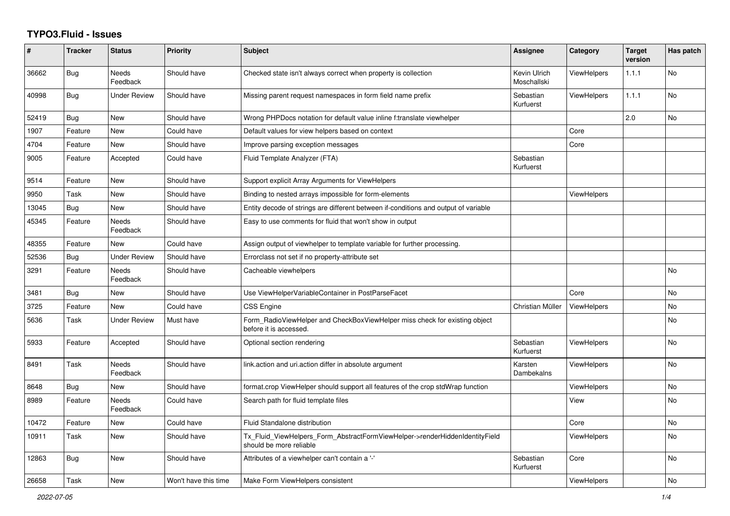# TYPO3.Fluid - Issues

| # | Tracker | Status | Priority | Subject | Assignee | Category | Target version | Has patch |
|---|---|---|---|---|---|---|---|---|
| 36662 | Bug | Needs Feedback | Should have | Checked state isn't always correct when property is collection | Kevin Ulrich Moschallski | ViewHelpers | 1.1.1 | No |
| 40998 | Bug | Under Review | Should have | Missing parent request namespaces in form field name prefix | Sebastian Kurfuerst | ViewHelpers | 1.1.1 | No |
| 52419 | Bug | New | Should have | Wrong PHPDocs notation for default value inline f:translate viewhelper | | | 2.0 | No |
| 1907 | Feature | New | Could have | Default values for view helpers based on context | | Core | | |
| 4704 | Feature | New | Should have | Improve parsing exception messages | | Core | | |
| 9005 | Feature | Accepted | Could have | Fluid Template Analyzer (FTA) | Sebastian Kurfuerst | | | |
| 9514 | Feature | New | Should have | Support explicit Array Arguments for ViewHelpers | | | | |
| 9950 | Task | New | Should have | Binding to nested arrays impossible for form-elements | | ViewHelpers | | |
| 13045 | Bug | New | Should have | Entity decode of strings are different between if-conditions and output of variable | | | | |
| 45345 | Feature | Needs Feedback | Should have | Easy to use comments for fluid that won't show in output | | | | |
| 48355 | Feature | New | Could have | Assign output of viewhelper to template variable for further processing. | | | | |
| 52536 | Bug | Under Review | Should have | Errorclass not set if no property-attribute set | | | | |
| 3291 | Feature | Needs Feedback | Should have | Cacheable viewhelpers | | | | No |
| 3481 | Bug | New | Should have | Use ViewHelperVariableContainer in PostParseFacet | | Core | | No |
| 3725 | Feature | New | Could have | CSS Engine | Christian Müller | ViewHelpers | | No |
| 5636 | Task | Under Review | Must have | Form_RadioViewHelper and CheckBoxViewHelper miss check for existing object before it is accessed. | | | | No |
| 5933 | Feature | Accepted | Should have | Optional section rendering | Sebastian Kurfuerst | ViewHelpers | | No |
| 8491 | Task | Needs Feedback | Should have | link.action and uri.action differ in absolute argument | Karsten Dambekalns | ViewHelpers | | No |
| 8648 | Bug | New | Should have | format.crop ViewHelper should support all features of the crop stdWrap function | | ViewHelpers | | No |
| 8989 | Feature | Needs Feedback | Could have | Search path for fluid template files | | View | | No |
| 10472 | Feature | New | Could have | Fluid Standalone distribution | | Core | | No |
| 10911 | Task | New | Should have | Tx_Fluid_ViewHelpers_Form_AbstractFormViewHelper->renderHiddenIdentityField should be more reliable | | ViewHelpers | | No |
| 12863 | Bug | New | Should have | Attributes of a viewhelper can't contain a '-' | Sebastian Kurfuerst | Core | | No |
| 26658 | Task | New | Won't have this time | Make Form ViewHelpers consistent | | ViewHelpers | | No |

*2022-07-05*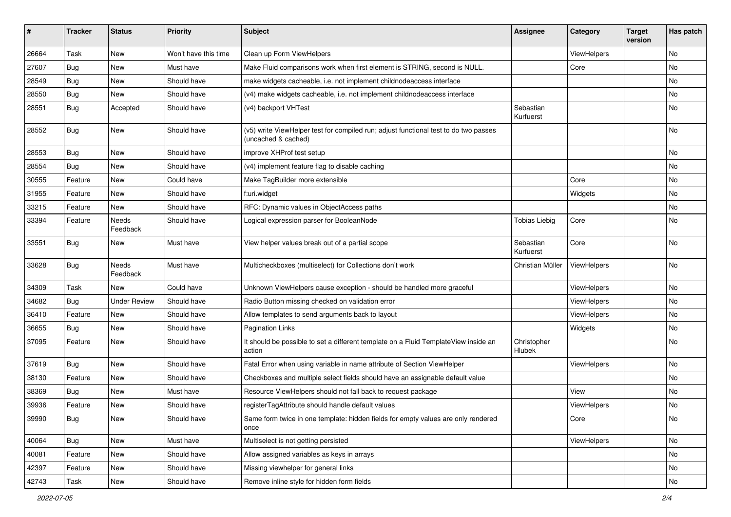| # | Tracker | Status | Priority | Subject | Assignee | Category | Target version | Has patch |
|---|---|---|---|---|---|---|---|---|
| 26664 | Task | New | Won't have this time | Clean up Form ViewHelpers | | ViewHelpers | | No |
| 27607 | Bug | New | Must have | Make Fluid comparisons work when first element is STRING, second is NULL. | | Core | | No |
| 28549 | Bug | New | Should have | make widgets cacheable, i.e. not implement childnodeaccess interface | | | | No |
| 28550 | Bug | New | Should have | (v4) make widgets cacheable, i.e. not implement childnodeaccess interface | | | | No |
| 28551 | Bug | Accepted | Should have | (v4) backport VHTest | Sebastian Kurfuerst | | | No |
| 28552 | Bug | New | Should have | (v5) write ViewHelper test for compiled run; adjust functional test to do two passes (uncached & cached) | | | | No |
| 28553 | Bug | New | Should have | improve XHProf test setup | | | | No |
| 28554 | Bug | New | Should have | (v4) implement feature flag to disable caching | | | | No |
| 30555 | Feature | New | Could have | Make TagBuilder more extensible | | Core | | No |
| 31955 | Feature | New | Should have | f:uri.widget | | Widgets | | No |
| 33215 | Feature | New | Should have | RFC: Dynamic values in ObjectAccess paths | | | | No |
| 33394 | Feature | Needs Feedback | Should have | Logical expression parser for BooleanNode | Tobias Liebig | Core | | No |
| 33551 | Bug | New | Must have | View helper values break out of a partial scope | Sebastian Kurfuerst | Core | | No |
| 33628 | Bug | Needs Feedback | Must have | Multicheckboxes (multiselect) for Collections don't work | Christian Müller | ViewHelpers | | No |
| 34309 | Task | New | Could have | Unknown ViewHelpers cause exception - should be handled more graceful | | ViewHelpers | | No |
| 34682 | Bug | Under Review | Should have | Radio Button missing checked on validation error | | ViewHelpers | | No |
| 36410 | Feature | New | Should have | Allow templates to send arguments back to layout | | ViewHelpers | | No |
| 36655 | Bug | New | Should have | Pagination Links | | Widgets | | No |
| 37095 | Feature | New | Should have | It should be possible to set a different template on a Fluid TemplateView inside an action | Christopher Hlubek | | | No |
| 37619 | Bug | New | Should have | Fatal Error when using variable in name attribute of Section ViewHelper | | ViewHelpers | | No |
| 38130 | Feature | New | Should have | Checkboxes and multiple select fields should have an assignable default value | | | | No |
| 38369 | Bug | New | Must have | Resource ViewHelpers should not fall back to request package | | View | | No |
| 39936 | Feature | New | Should have | registerTagAttribute should handle default values | | ViewHelpers | | No |
| 39990 | Bug | New | Should have | Same form twice in one template: hidden fields for empty values are only rendered once | | Core | | No |
| 40064 | Bug | New | Must have | Multiselect is not getting persisted | | ViewHelpers | | No |
| 40081 | Feature | New | Should have | Allow assigned variables as keys in arrays | | | | No |
| 42397 | Feature | New | Should have | Missing viewhelper for general links | | | | No |
| 42743 | Task | New | Should have | Remove inline style for hidden form fields | | | | No |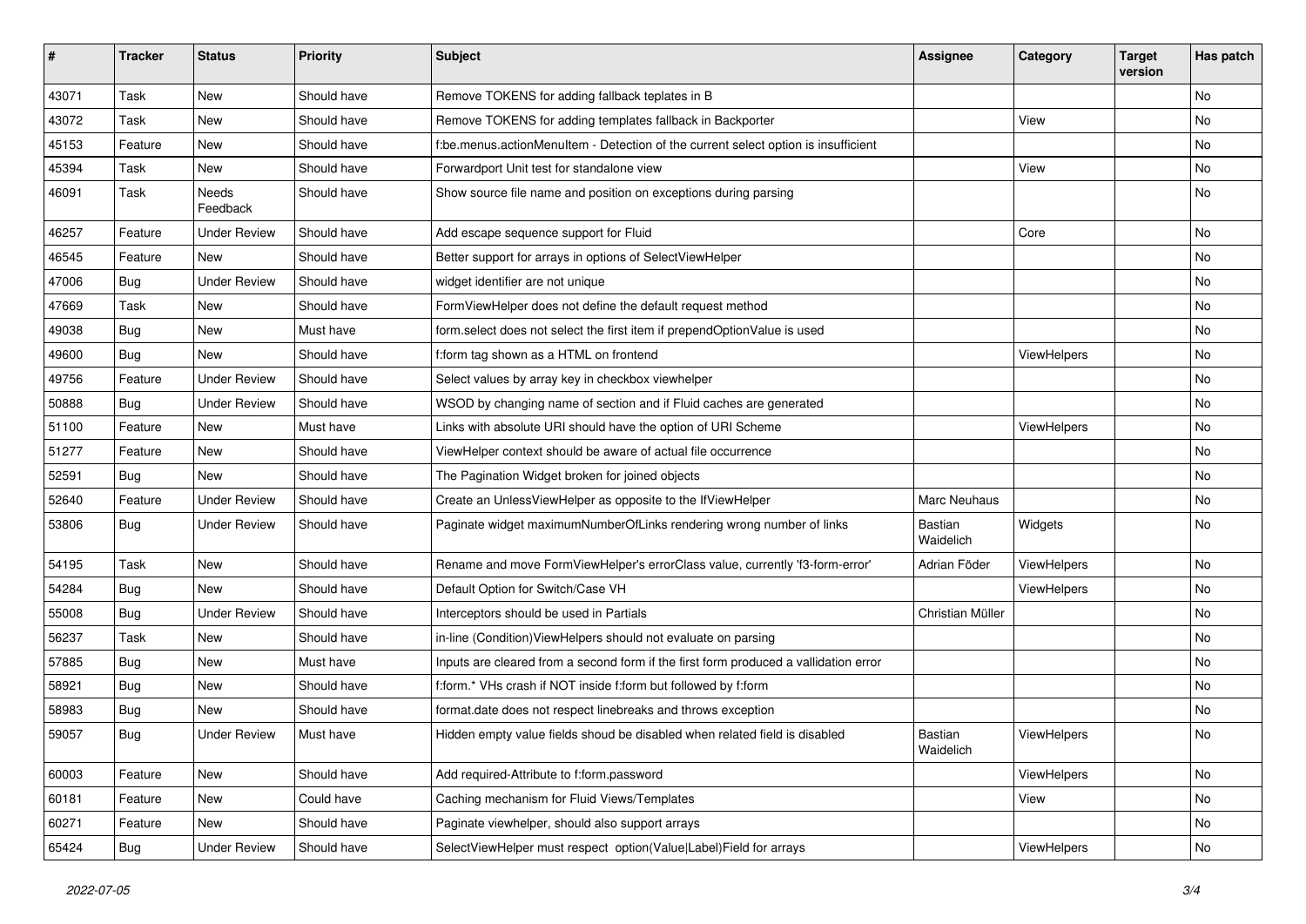| # | Tracker | Status | Priority | Subject | Assignee | Category | Target version | Has patch |
|---|---|---|---|---|---|---|---|---|
| 43071 | Task | New | Should have | Remove TOKENS for adding fallback teplates in B | | | | No |
| 43072 | Task | New | Should have | Remove TOKENS for adding templates fallback in Backporter | | View | | No |
| 45153 | Feature | New | Should have | f:be.menus.actionMenuItem - Detection of the current select option is insufficient | | | | No |
| 45394 | Task | New | Should have | Forwardport Unit test for standalone view | | View | | No |
| 46091 | Task | Needs Feedback | Should have | Show source file name and position on exceptions during parsing | | | | No |
| 46257 | Feature | Under Review | Should have | Add escape sequence support for Fluid | | Core | | No |
| 46545 | Feature | New | Should have | Better support for arrays in options of SelectViewHelper | | | | No |
| 47006 | Bug | Under Review | Should have | widget identifier are not unique | | | | No |
| 47669 | Task | New | Should have | FormViewHelper does not define the default request method | | | | No |
| 49038 | Bug | New | Must have | form.select does not select the first item if prependOptionValue is used | | | | No |
| 49600 | Bug | New | Should have | f:form tag shown as a HTML on frontend | | ViewHelpers | | No |
| 49756 | Feature | Under Review | Should have | Select values by array key in checkbox viewhelper | | | | No |
| 50888 | Bug | Under Review | Should have | WSOD by changing name of section and if Fluid caches are generated | | | | No |
| 51100 | Feature | New | Must have | Links with absolute URI should have the option of URI Scheme | | ViewHelpers | | No |
| 51277 | Feature | New | Should have | ViewHelper context should be aware of actual file occurrence | | | | No |
| 52591 | Bug | New | Should have | The Pagination Widget broken for joined objects | | | | No |
| 52640 | Feature | Under Review | Should have | Create an UnlessViewHelper as opposite to the IfViewHelper | Marc Neuhaus | | | No |
| 53806 | Bug | Under Review | Should have | Paginate widget maximumNumberOfLinks rendering wrong number of links | Bastian Waidelich | Widgets | | No |
| 54195 | Task | New | Should have | Rename and move FormViewHelper's errorClass value, currently 'f3-form-error' | Adrian Föder | ViewHelpers | | No |
| 54284 | Bug | New | Should have | Default Option for Switch/Case VH | | ViewHelpers | | No |
| 55008 | Bug | Under Review | Should have | Interceptors should be used in Partials | Christian Müller | | | No |
| 56237 | Task | New | Should have | in-line (Condition)ViewHelpers should not evaluate on parsing | | | | No |
| 57885 | Bug | New | Must have | Inputs are cleared from a second form if the first form produced a vallidation error | | | | No |
| 58921 | Bug | New | Should have | f:form.* VHs crash if NOT inside f:form but followed by f:form | | | | No |
| 58983 | Bug | New | Should have | format.date does not respect linebreaks and throws exception | | | | No |
| 59057 | Bug | Under Review | Must have | Hidden empty value fields shoud be disabled when related field is disabled | Bastian Waidelich | ViewHelpers | | No |
| 60003 | Feature | New | Should have | Add required-Attribute to f:form.password | | ViewHelpers | | No |
| 60181 | Feature | New | Could have | Caching mechanism for Fluid Views/Templates | | View | | No |
| 60271 | Feature | New | Should have | Paginate viewhelper, should also support arrays | | | | No |
| 65424 | Bug | Under Review | Should have | SelectViewHelper must respect option(Value\|Label)Field for arrays | | ViewHelpers | | No |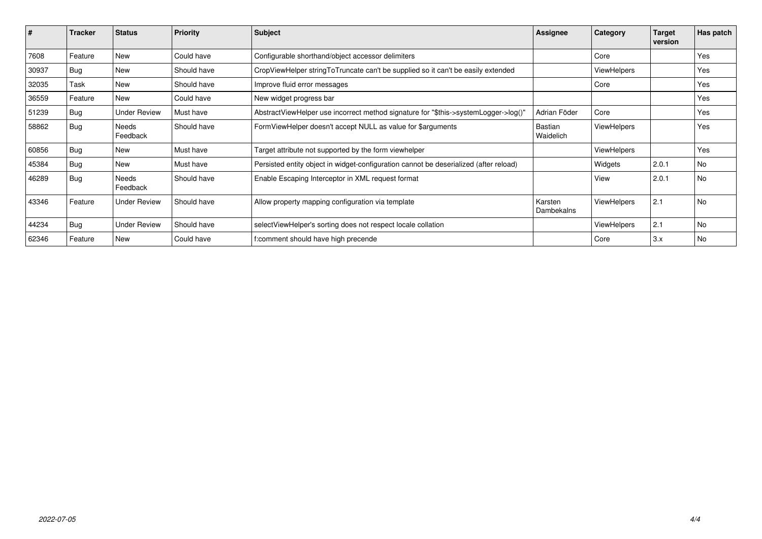| # | Tracker | Status | Priority | Subject | Assignee | Category | Target version | Has patch |
|---|---|---|---|---|---|---|---|---|
| 7608 | Feature | New | Could have | Configurable shorthand/object accessor delimiters | | Core | | Yes |
| 30937 | Bug | New | Should have | CropViewHelper stringToTruncate can't be supplied so it can't be easily extended | | ViewHelpers | | Yes |
| 32035 | Task | New | Should have | Improve fluid error messages | | Core | | Yes |
| 36559 | Feature | New | Could have | New widget progress bar | | | | Yes |
| 51239 | Bug | Under Review | Must have | AbstractViewHelper use incorrect method signature for "$this->systemLogger->log()" | Adrian Föder | Core | | Yes |
| 58862 | Bug | Needs Feedback | Should have | FormViewHelper doesn't accept NULL as value for $arguments | Bastian Waidelich | ViewHelpers | | Yes |
| 60856 | Bug | New | Must have | Target attribute not supported by the form viewhelper | | ViewHelpers | | Yes |
| 45384 | Bug | New | Must have | Persisted entity object in widget-configuration cannot be deserialized (after reload) | | Widgets | 2.0.1 | No |
| 46289 | Bug | Needs Feedback | Should have | Enable Escaping Interceptor in XML request format | | View | 2.0.1 | No |
| 43346 | Feature | Under Review | Should have | Allow property mapping configuration via template | Karsten Dambekalns | ViewHelpers | 2.1 | No |
| 44234 | Bug | Under Review | Should have | selectViewHelper's sorting does not respect locale collation | | ViewHelpers | 2.1 | No |
| 62346 | Feature | New | Could have | f:comment should have high precende | | Core | 3.x | No |

*2022-07-05*